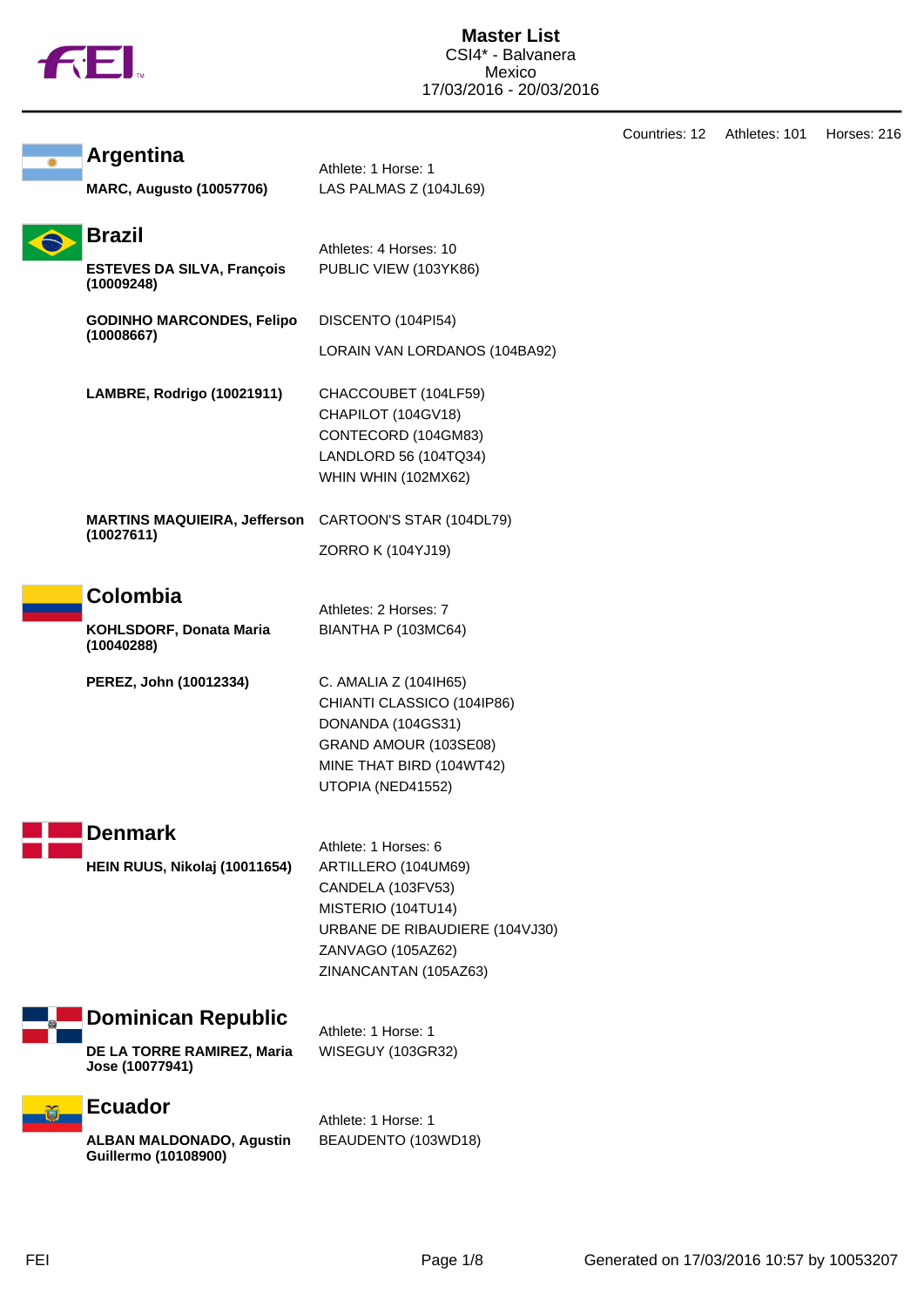# Master List

CSI4* - Balvanera
Mexico
17/03/2016 - 20/03/2016

Countries: 12 Athletes: 101 Horses: 216

## Argentina

Athlete: 1 Horse: 1

**MARC, Augusto (10057706)**
LAS PALMAS Z (104JL69)

## Brazil

Athletes: 4 Horses: 10

**ESTEVES DA SILVA, François (10009248)**
PUBLIC VIEW (103YK86)

**GODINHO MARCONDES, Felipo (10008667)**
DISCENTO (104PI54)
LORAIN VAN LORDANOS (104BA92)

**LAMBRE, Rodrigo (10021911)**
CHACCOUBET (104LF59)
CHAPILOT (104GV18)
CONTECORD (104GM83)
LANDLORD 56 (104TQ34)
WHIN WHIN (102MX62)

**MARTINS MAQUIEIRA, Jefferson (10027611)**
CARTOON'S STAR (104DL79)
ZORRO K (104YJ19)

## Colombia

Athletes: 2 Horses: 7

**KOHLSDORF, Donata Maria (10040288)**
BIANTHA P (103MC64)

**PEREZ, John (10012334)**
C. AMALIA Z (104IH65)
CHIANTI CLASSICO (104IP86)
DONANDA (104GS31)
GRAND AMOUR (103SE08)
MINE THAT BIRD (104WT42)
UTOPIA (NED41552)

## Denmark

Athlete: 1 Horses: 6

**HEIN RUUS, Nikolaj (10011654)**
ARTILLERO (104UM69)
CANDELA (103FV53)
MISTERIO (104TU14)
URBANE DE RIBAUDIERE (104VJ30)
ZANVAGO (105AZ62)
ZINANCANTAN (105AZ63)

## Dominican Republic

Athlete: 1 Horse: 1

**DE LA TORRE RAMIREZ, Maria Jose (10077941)**
WISEGUY (103GR32)

## Ecuador

Athlete: 1 Horse: 1

**ALBAN MALDONADO, Agustin Guillermo (10108900)**
BEAUDENTO (103WD18)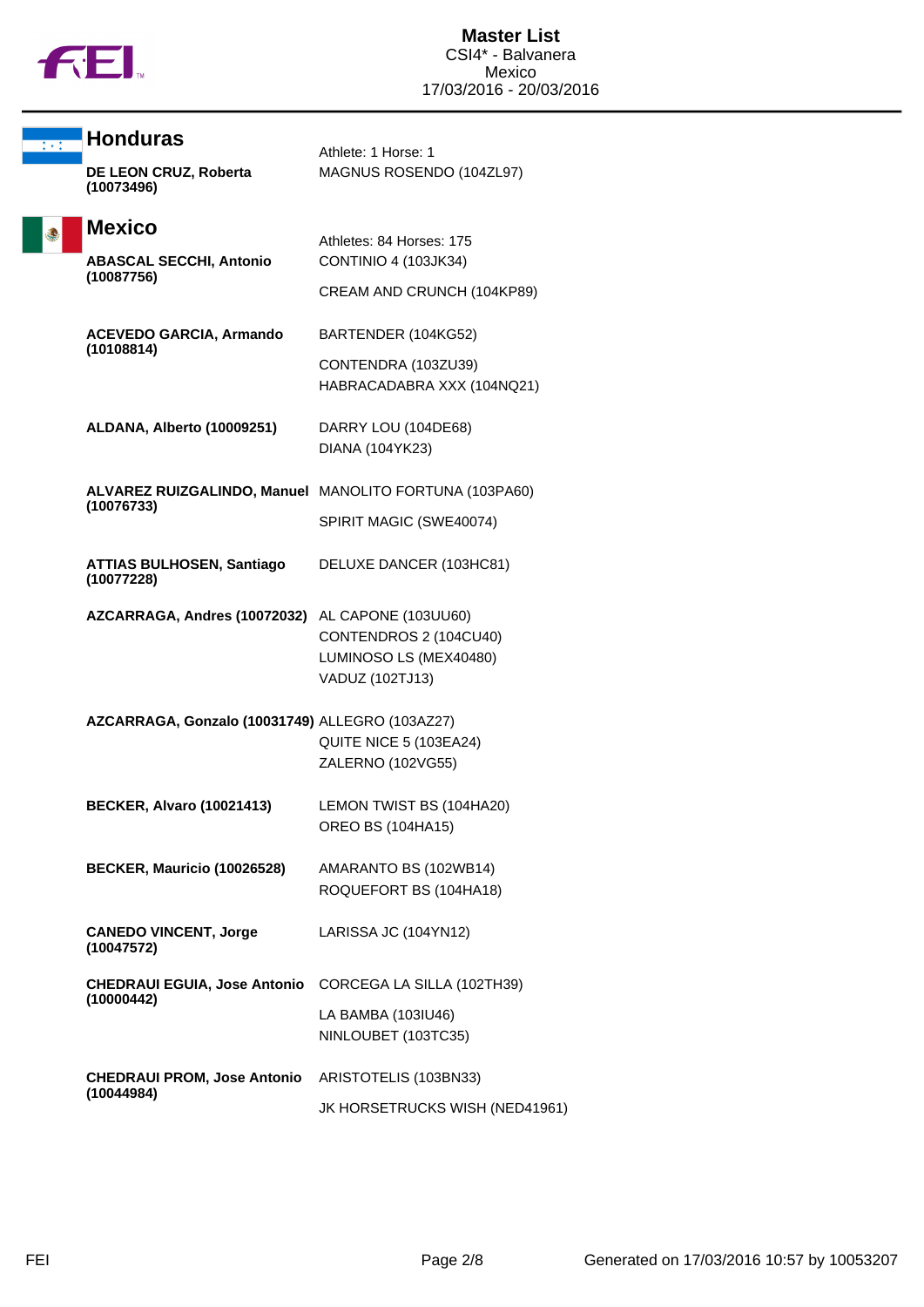# Master List
CSI4* - Balvanera
Mexico
17/03/2016 - 20/03/2016

## Honduras

Athlete: 1 Horse: 1

| Athlete | Horses |
|---|---|
| **DE LEON CRUZ, Roberta (10073496)** | MAGNUS ROSENDO (104ZL97) |

## Mexico

Athletes: 84 Horses: 175

| Athlete | Horses |
|---|---|
| **ABASCAL SECCHI, Antonio (10087756)** | CONTINIO 4 (103JK34) |
| | CREAM AND CRUNCH (104KP89) |
| **ACEVEDO GARCIA, Armando (10108814)** | BARTENDER (104KG52) |
| | CONTENDRA (103ZU39) |
| | HABRACADABRA XXX (104NQ21) |
| **ALDANA, Alberto (10009251)** | DARRY LOU (104DE68) |
| | DIANA (104YK23) |
| **ALVAREZ RUIZGALINDO, Manuel (10076733)** | MANOLITO FORTUNA (103PA60) |
| | SPIRIT MAGIC (SWE40074) |
| **ATTIAS BULHOSEN, Santiago (10077228)** | DELUXE DANCER (103HC81) |
| **AZCARRAGA, Andres (10072032)** | AL CAPONE (103UU60) |
| | CONTENDROS 2 (104CU40) |
| | LUMINOSO LS (MEX40480) |
| | VADUZ (102TJ13) |
| **AZCARRAGA, Gonzalo (10031749)** | ALLEGRO (103AZ27) |
| | QUITE NICE 5 (103EA24) |
| | ZALERNO (102VG55) |
| **BECKER, Alvaro (10021413)** | LEMON TWIST BS (104HA20) |
| | OREO BS (104HA15) |
| **BECKER, Mauricio (10026528)** | AMARANTO BS (102WB14) |
| | ROQUEFORT BS (104HA18) |
| **CANEDO VINCENT, Jorge (10047572)** | LARISSA JC (104YN12) |
| **CHEDRAUI EGUIA, Jose Antonio (10000442)** | CORCEGA LA SILLA (102TH39) |
| | LA BAMBA (103IU46) |
| | NINLOUBET (103TC35) |
| **CHEDRAUI PROM, Jose Antonio (10044984)** | ARISTOTELIS (103BN33) |
| | JK HORSETRUCKS WISH (NED41961) |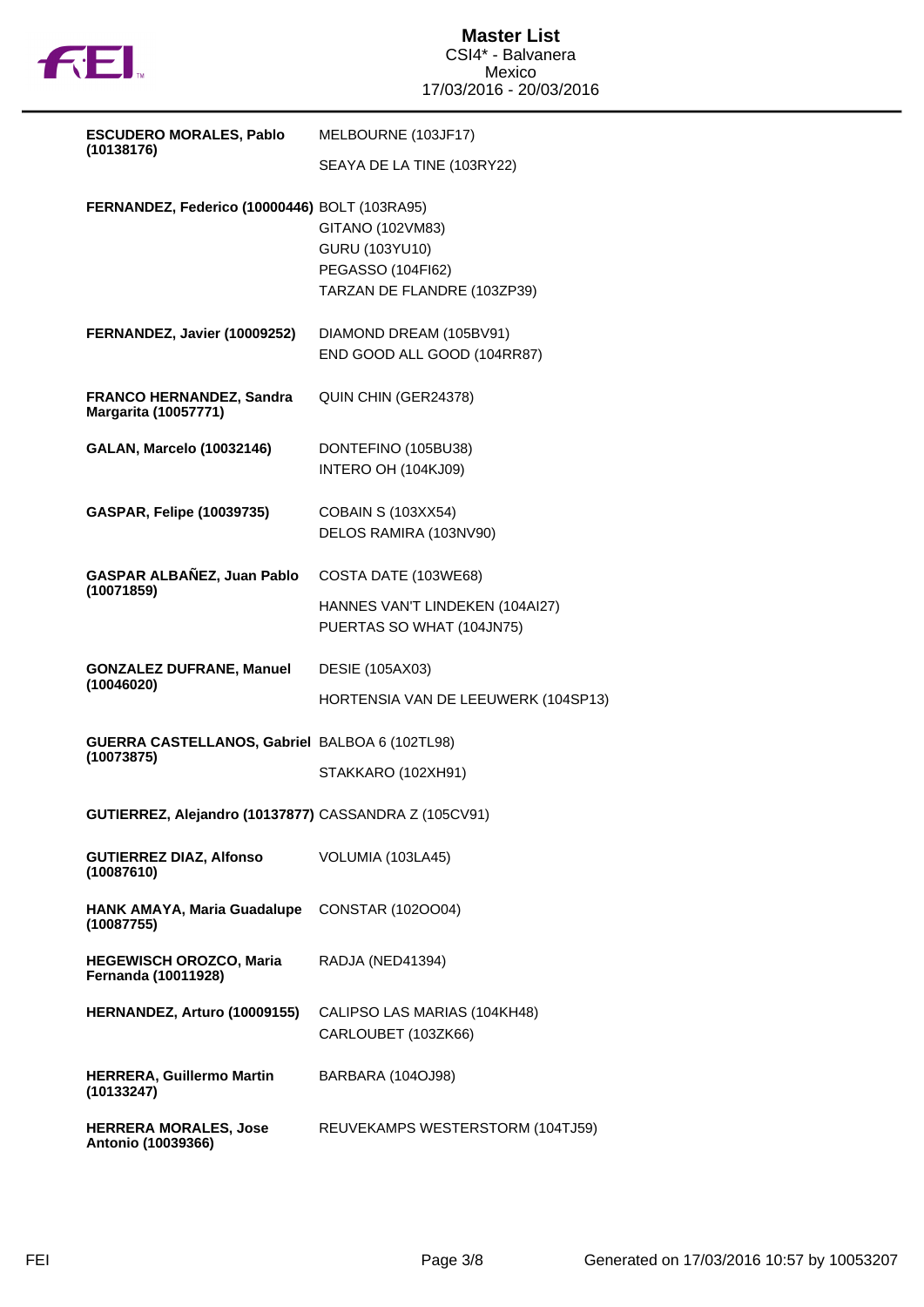# Master List

CSI4* - Balvanera
Mexico
17/03/2016 - 20/03/2016

| Rider | Horses |
|---|---|
| **ESCUDERO MORALES, Pablo (10138176)** | MELBOURNE (103JF17)<br>SEAYA DE LA TINE (103RY22) |
| **FERNANDEZ, Federico (10000446)** | BOLT (103RA95)<br>GITANO (102VM83)<br>GURU (103YU10)<br>PEGASSO (104FI62)<br>TARZAN DE FLANDRE (103ZP39) |
| **FERNANDEZ, Javier (10009252)** | DIAMOND DREAM (105BV91)<br>END GOOD ALL GOOD (104RR87) |
| **FRANCO HERNANDEZ, Sandra Margarita (10057771)** | QUIN CHIN (GER24378) |
| **GALAN, Marcelo (10032146)** | DONTEFINO (105BU38)<br>INTERO OH (104KJ09) |
| **GASPAR, Felipe (10039735)** | COBAIN S (103XX54)<br>DELOS RAMIRA (103NV90) |
| **GASPAR ALBAÑEZ, Juan Pablo (10071859)** | COSTA DATE (103WE68)<br>HANNES VAN'T LINDEKEN (104AI27)<br>PUERTAS SO WHAT (104JN75) |
| **GONZALEZ DUFRANE, Manuel (10046020)** | DESIE (105AX03)<br>HORTENSIA VAN DE LEEUWERK (104SP13) |
| **GUERRA CASTELLANOS, Gabriel (10073875)** | BALBOA 6 (102TL98)<br>STAKKARO (102XH91) |
| **GUTIERREZ, Alejandro (10137877)** | CASSANDRA Z (105CV91) |
| **GUTIERREZ DIAZ, Alfonso (10087610)** | VOLUMIA (103LA45) |
| **HANK AMAYA, Maria Guadalupe (10087755)** | CONSTAR (102OO04) |
| **HEGEWISCH OROZCO, Maria Fernanda (10011928)** | RADJA (NED41394) |
| **HERNANDEZ, Arturo (10009155)** | CALIPSO LAS MARIAS (104KH48)<br>CARLOUBET (103ZK66) |
| **HERRERA, Guillermo Martin (10133247)** | BARBARA (104OJ98) |
| **HERRERA MORALES, Jose Antonio (10039366)** | REUVEKAMPS WESTERSTORM (104TJ59) |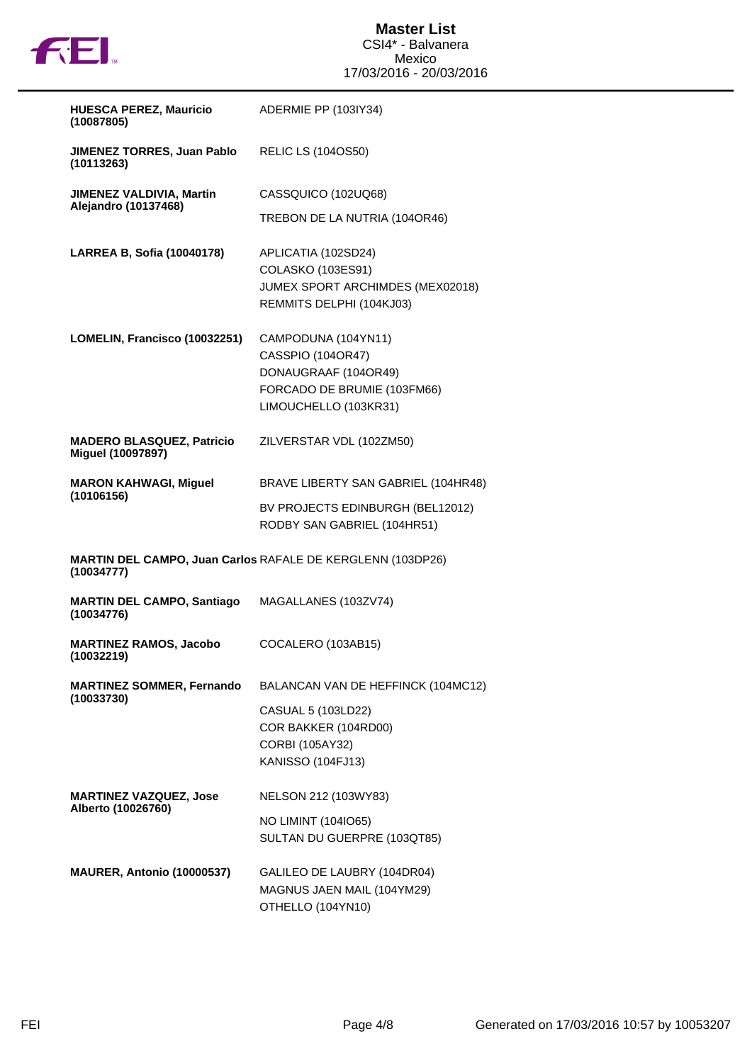**Master List**
CSI4* - Balvanera
Mexico
17/03/2016 - 20/03/2016

| Rider | Horses |
| --- | --- |
| **HUESCA PEREZ, Mauricio (10087805)** | ADERMIE PP (103IY34) |
| **JIMENEZ TORRES, Juan Pablo (10113263)** | RELIC LS (104OS50) |
| **JIMENEZ VALDIVIA, Martin Alejandro (10137468)** | CASSQUICO (102UQ68)<br>TREBON DE LA NUTRIA (104OR46) |
| **LARREA B, Sofia (10040178)** | APLICATIA (102SD24)<br>COLASKO (103ES91)<br>JUMEX SPORT ARCHIMDES (MEX02018)<br>REMMITS DELPHI (104KJ03) |
| **LOMELIN, Francisco (10032251)** | CAMPODUNA (104YN11)<br>CASSPIO (104OR47)<br>DONAUGRAAF (104OR49)<br>FORCADO DE BRUMIE (103FM66)<br>LIMOUCHELLO (103KR31) |
| **MADERO BLASQUEZ, Patricio Miguel (10097897)** | ZILVERSTAR VDL (102ZM50) |
| **MARON KAHWAGI, Miguel (10106156)** | BRAVE LIBERTY SAN GABRIEL (104HR48)<br>BV PROJECTS EDINBURGH (BEL12012)<br>RODBY SAN GABRIEL (104HR51) |
| **MARTIN DEL CAMPO, Juan Carlos (10034777)** | RAFALE DE KERGLENN (103DP26) |
| **MARTIN DEL CAMPO, Santiago (10034776)** | MAGALLANES (103ZV74) |
| **MARTINEZ RAMOS, Jacobo (10032219)** | COCALERO (103AB15) |
| **MARTINEZ SOMMER, Fernando (10033730)** | BALANCAN VAN DE HEFFINCK (104MC12)<br>CASUAL 5 (103LD22)<br>COR BAKKER (104RD00)<br>CORBI (105AY32)<br>KANISSO (104FJ13) |
| **MARTINEZ VAZQUEZ, Jose Alberto (10026760)** | NELSON 212 (103WY83)<br>NO LIMINT (104IO65)<br>SULTAN DU GUERPRE (103QT85) |
| **MAURER, Antonio (10000537)** | GALILEO DE LAUBRY (104DR04)<br>MAGNUS JAEN MAIL (104YM29)<br>OTHELLO (104YN10) |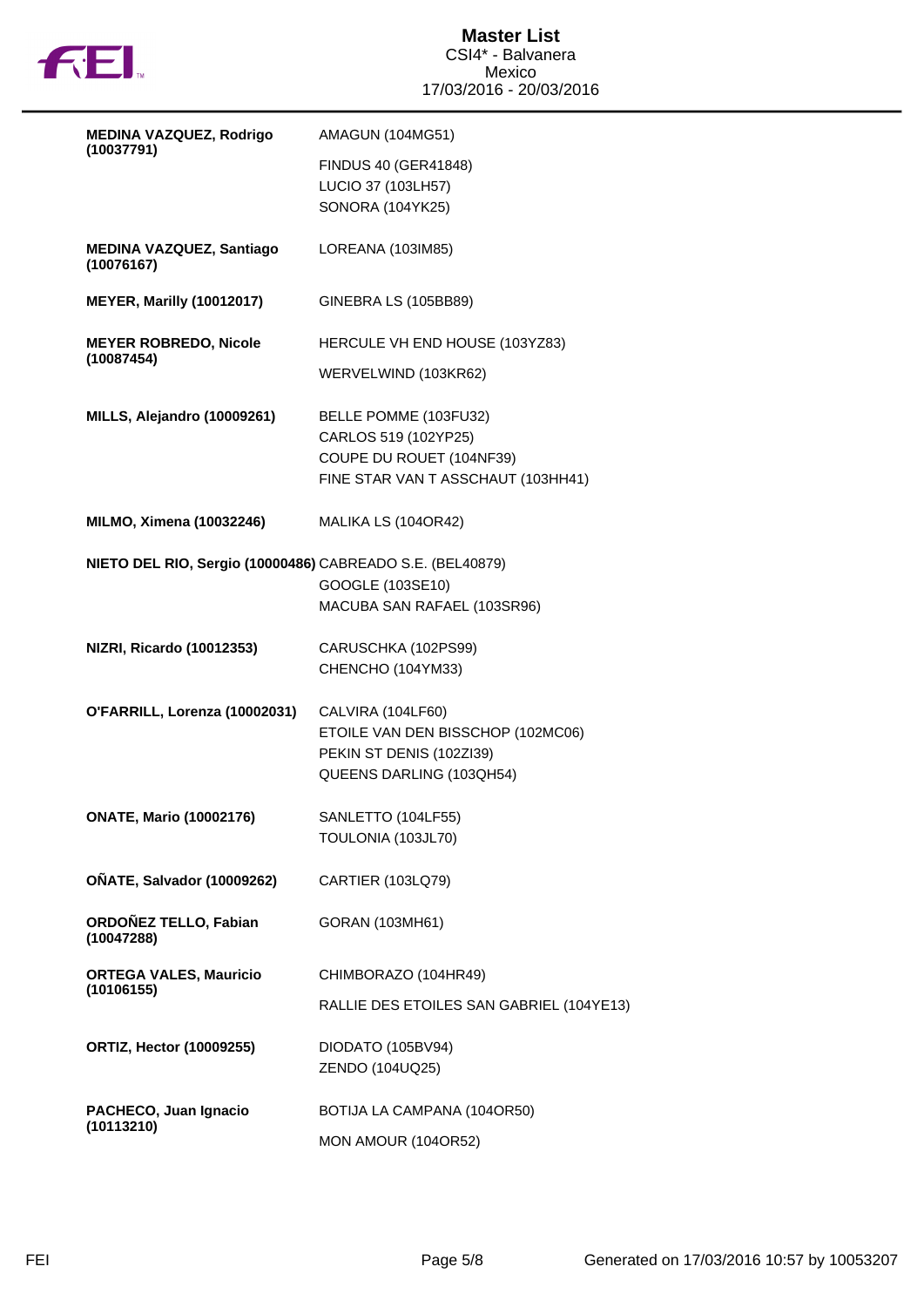| Rider | Horses |
| --- | --- |
| **MEDINA VAZQUEZ, Rodrigo (10037791)** | AMAGUN (104MG51) |
| | FINDUS 40 (GER41848) |
| | LUCIO 37 (103LH57) |
| | SONORA (104YK25) |
| **MEDINA VAZQUEZ, Santiago (10076167)** | LOREANA (103IM85) |
| **MEYER, Marilly (10012017)** | GINEBRA LS (105BB89) |
| **MEYER ROBREDO, Nicole (10087454)** | HERCULE VH END HOUSE (103YZ83) |
| | WERVELWIND (103KR62) |
| **MILLS, Alejandro (10009261)** | BELLE POMME (103FU32) |
| | CARLOS 519 (102YP25) |
| | COUPE DU ROUET (104NF39) |
| | FINE STAR VAN T ASSCHAUT (103HH41) |
| **MILMO, Ximena (10032246)** | MALIKA LS (104OR42) |
| **NIETO DEL RIO, Sergio (10000486)** | CABREADO S.E. (BEL40879) |
| | GOOGLE (103SE10) |
| | MACUBA SAN RAFAEL (103SR96) |
| **NIZRI, Ricardo (10012353)** | CARUSCHKA (102PS99) |
| | CHENCHO (104YM33) |
| **O'FARRILL, Lorenza (10002031)** | CALVIRA (104LF60) |
| | ETOILE VAN DEN BISSCHOP (102MC06) |
| | PEKIN ST DENIS (102ZI39) |
| | QUEENS DARLING (103QH54) |
| **ONATE, Mario (10002176)** | SANLETTO (104LF55) |
| | TOULONIA (103JL70) |
| **OÑATE, Salvador (10009262)** | CARTIER (103LQ79) |
| **ORDOÑEZ TELLO, Fabian (10047288)** | GORAN (103MH61) |
| **ORTEGA VALES, Mauricio (10106155)** | CHIMBORAZO (104HR49) |
| | RALLIE DES ETOILES SAN GABRIEL (104YE13) |
| **ORTIZ, Hector (10009255)** | DIODATO (105BV94) |
| | ZENDO (104UQ25) |
| **PACHECO, Juan Ignacio (10113210)** | BOTIJA LA CAMPANA (104OR50) |
| | MON AMOUR (104OR52) |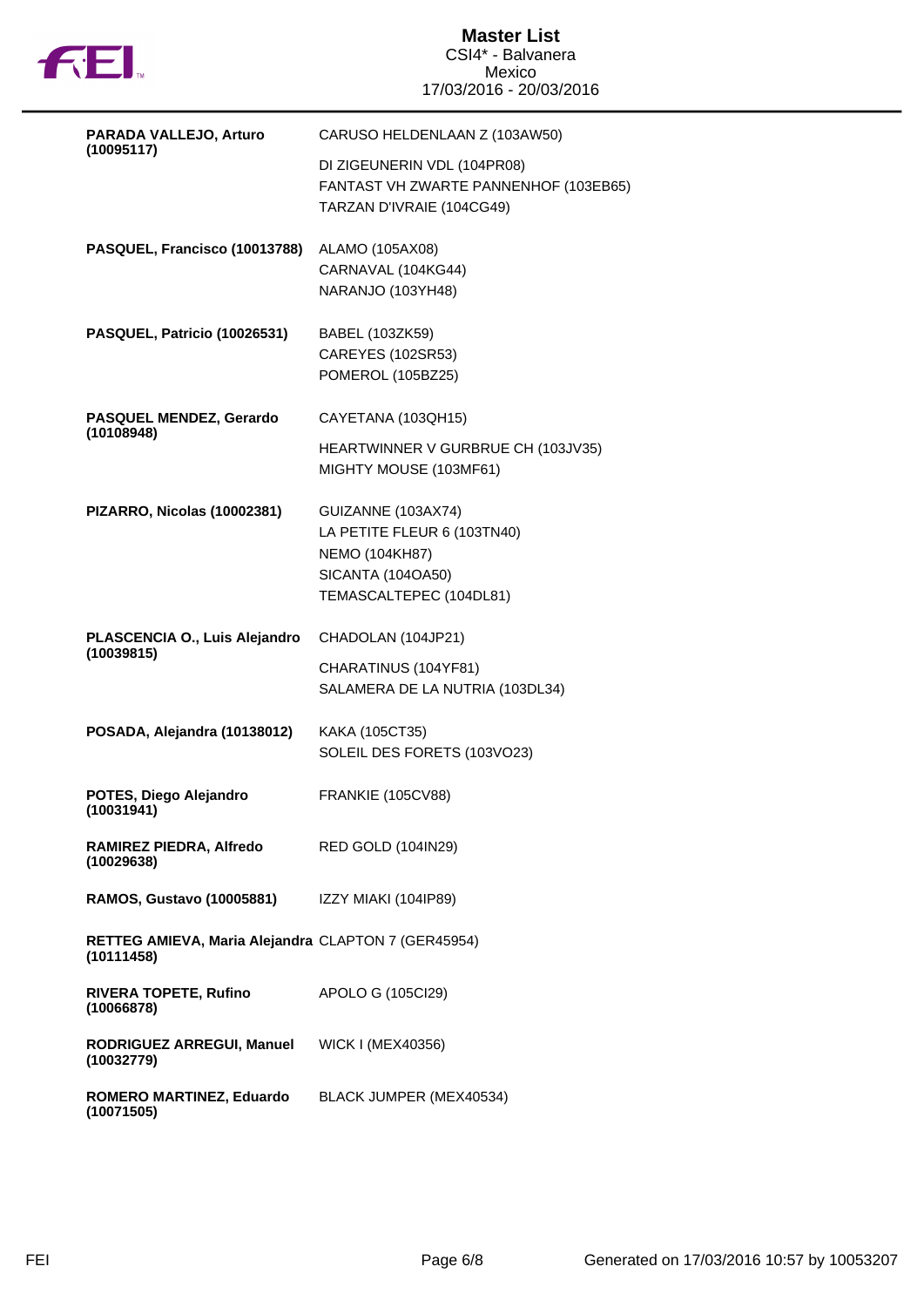| Rider | Horses |
| --- | --- |
| **PARADA VALLEJO, Arturo (10095117)** | CARUSO HELDENLAAN Z (103AW50)<br>DI ZIGEUNERIN VDL (104PR08)<br>FANTAST VH ZWARTE PANNENHOF (103EB65)<br>TARZAN D'IVRAIE (104CG49) |
| **PASQUEL, Francisco (10013788)** | ALAMO (105AX08)<br>CARNAVAL (104KG44)<br>NARANJO (103YH48) |
| **PASQUEL, Patricio (10026531)** | BABEL (103ZK59)<br>CAREYES (102SR53)<br>POMEROL (105BZ25) |
| **PASQUEL MENDEZ, Gerardo (10108948)** | CAYETANA (103QH15)<br>HEARTWINNER V GURBRUE CH (103JV35)<br>MIGHTY MOUSE (103MF61) |
| **PIZARRO, Nicolas (10002381)** | GUIZANNE (103AX74)<br>LA PETITE FLEUR 6 (103TN40)<br>NEMO (104KH87)<br>SICANTA (104OA50)<br>TEMASCALTEPEC (104DL81) |
| **PLASCENCIA O., Luis Alejandro (10039815)** | CHADOLAN (104JP21)<br>CHARATINUS (104YF81)<br>SALAMERA DE LA NUTRIA (103DL34) |
| **POSADA, Alejandra (10138012)** | KAKA (105CT35)<br>SOLEIL DES FORETS (103VO23) |
| **POTES, Diego Alejandro (10031941)** | FRANKIE (105CV88) |
| **RAMIREZ PIEDRA, Alfredo (10029638)** | RED GOLD (104IN29) |
| **RAMOS, Gustavo (10005881)** | IZZY MIAKI (104IP89) |
| **RETTEG AMIEVA, Maria Alejandra (10111458)** | CLAPTON 7 (GER45954) |
| **RIVERA TOPETE, Rufino (10066878)** | APOLO G (105CI29) |
| **RODRIGUEZ ARREGUI, Manuel (10032779)** | WICK I (MEX40356) |
| **ROMERO MARTINEZ, Eduardo (10071505)** | BLACK JUMPER (MEX40534) |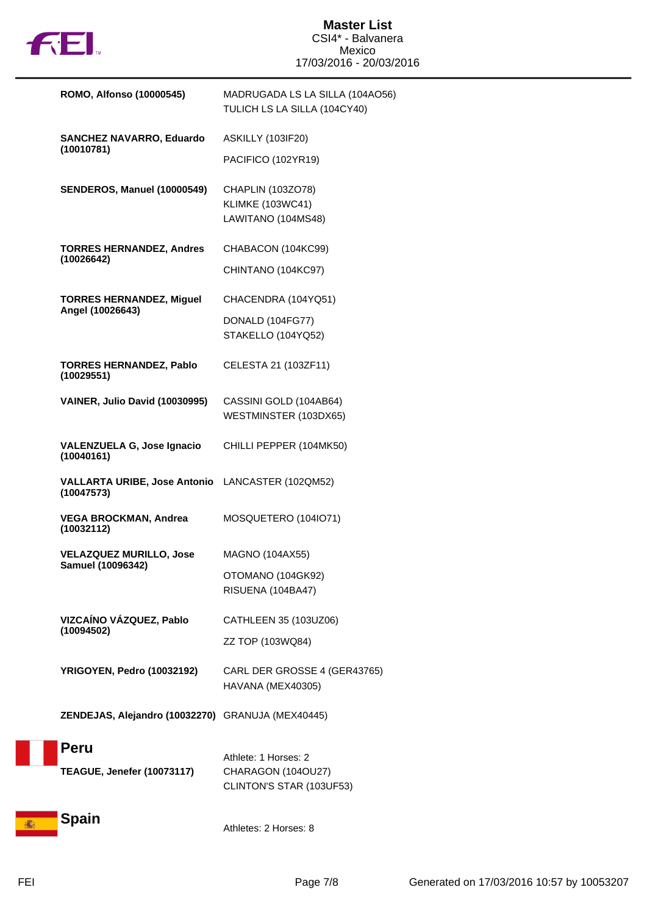| Athlete | Horses |
|---|---|
| **ROMO, Alfonso (10000545)** | MADRUGADA LS LA SILLA (104AO56)<br>TULICH LS LA SILLA (104CY40) |
| **SANCHEZ NAVARRO, Eduardo (10010781)** | ASKILLY (103IF20)<br>PACIFICO (102YR19) |
| **SENDEROS, Manuel (10000549)** | CHAPLIN (103ZO78)<br>KLIMKE (103WC41)<br>LAWITANO (104MS48) |
| **TORRES HERNANDEZ, Andres (10026642)** | CHABACON (104KC99)<br>CHINTANO (104KC97) |
| **TORRES HERNANDEZ, Miguel Angel (10026643)** | CHACENDRA (104YQ51)<br>DONALD (104FG77)<br>STAKELLO (104YQ52) |
| **TORRES HERNANDEZ, Pablo (10029551)** | CELESTA 21 (103ZF11) |
| **VAINER, Julio David (10030995)** | CASSINI GOLD (104AB64)<br>WESTMINSTER (103DX65) |
| **VALENZUELA G, Jose Ignacio (10040161)** | CHILLI PEPPER (104MK50) |
| **VALLARTA URIBE, Jose Antonio (10047573)** | LANCASTER (102QM52) |
| **VEGA BROCKMAN, Andrea (10032112)** | MOSQUETERO (104IO71) |
| **VELAZQUEZ MURILLO, Jose Samuel (10096342)** | MAGNO (104AX55)<br>OTOMANO (104GK92)<br>RISUENA (104BA47) |
| **VIZCAÍNO VÁZQUEZ, Pablo (10094502)** | CATHLEEN 35 (103UZ06)<br>ZZ TOP (103WQ84) |
| **YRIGOYEN, Pedro (10032192)** | CARL DER GROSSE 4 (GER43765)<br>HAVANA (MEX40305) |
| **ZENDEJAS, Alejandro (10032270)** | GRANUJA (MEX40445) |

## Peru

Athlete: 1 Horses: 2

| Athlete | Horses |
|---|---|
| **TEAGUE, Jenefer (10073117)** | CHARAGON (104OU27)<br>CLINTON'S STAR (103UF53) |

## Spain

Athletes: 2 Horses: 8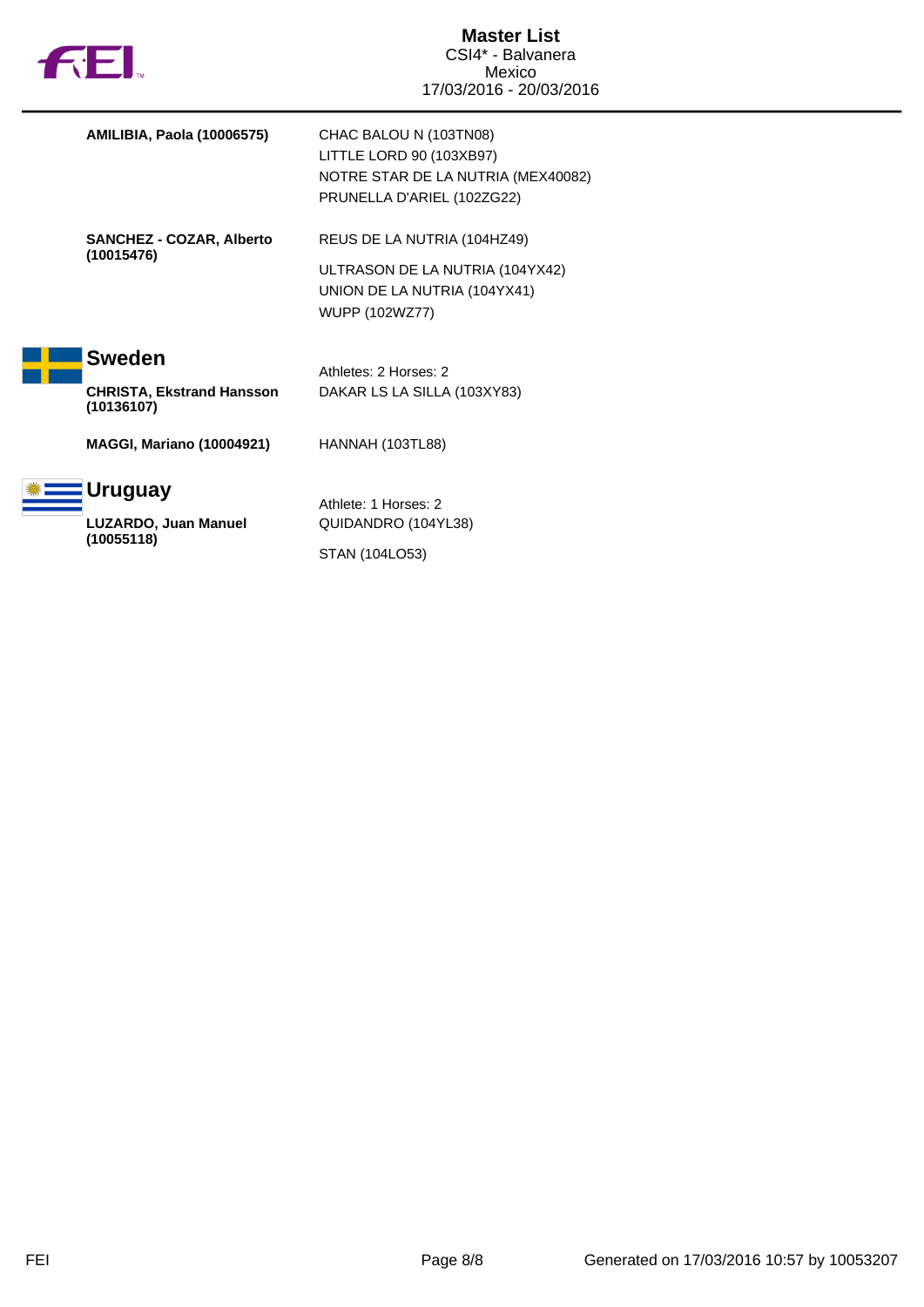**AMILIBIA, Paola (10006575)**

CHAC BALOU N (103TN08)
LITTLE LORD 90 (103XB97)
NOTRE STAR DE LA NUTRIA (MEX40082)
PRUNELLA D'ARIEL (102ZG22)

**SANCHEZ - COZAR, Alberto (10015476)**

REUS DE LA NUTRIA (104HZ49)
ULTRASON DE LA NUTRIA (104YX42)
UNION DE LA NUTRIA (104YX41)
WUPP (102WZ77)

## Sweden

Athletes: 2 Horses: 2

**CHRISTA, Ekstrand Hansson (10136107)**

DAKAR LS LA SILLA (103XY83)

**MAGGI, Mariano (10004921)**

HANNAH (103TL88)

## Uruguay

Athlete: 1 Horses: 2

**LUZARDO, Juan Manuel (10055118)**

QUIDANDRO (104YL38)
STAN (104LO53)